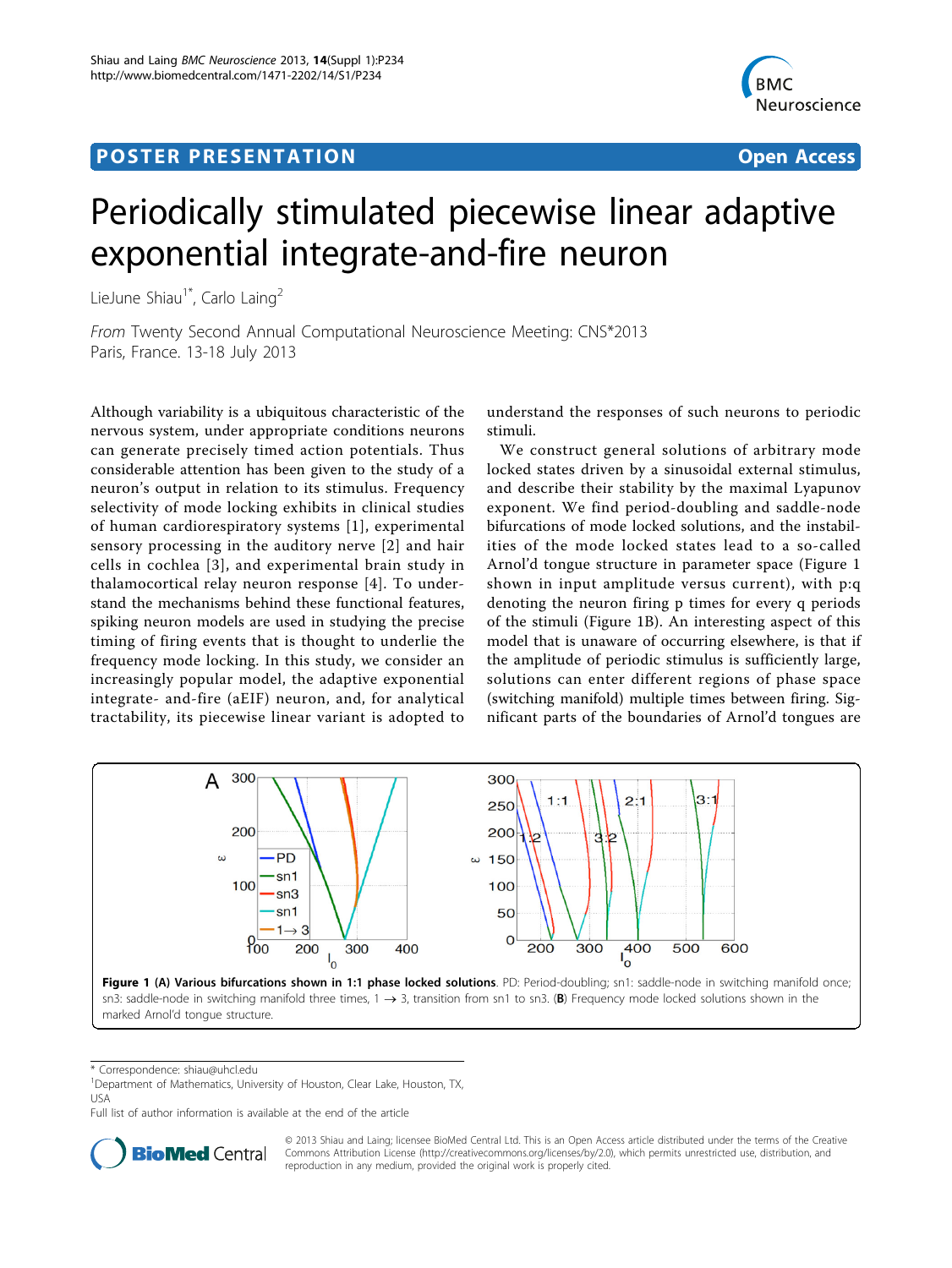POSTER PRESENTATION — Open Access

# Periodically stimulated piecewise linear adaptive exponential integrate-and-fire neuron

LieJune Shiau[1*], Carlo Laing[2]

*From* Twenty Second Annual Computational Neuroscience Meeting: CNS*2013
Paris, France. 13-18 July 2013

Although variability is a ubiquitous characteristic of the nervous system, under appropriate conditions neurons can generate precisely timed action potentials. Thus considerable attention has been given to the study of a neuron's output in relation to its stimulus. Frequency selectivity of mode locking exhibits in clinical studies of human cardiorespiratory systems [1], experimental sensory processing in the auditory nerve [2] and hair cells in cochlea [3], and experimental brain study in thalamocortical relay neuron response [4]. To understand the mechanisms behind these functional features, spiking neuron models are used in studying the precise timing of firing events that is thought to underlie the frequency mode locking. In this study, we consider an increasingly popular model, the adaptive exponential integrate- and-fire (aEIF) neuron, and, for analytical tractability, its piecewise linear variant is adopted to understand the responses of such neurons to periodic stimuli.

We construct general solutions of arbitrary mode locked states driven by a sinusoidal external stimulus, and describe their stability by the maximal Lyapunov exponent. We find period-doubling and saddle-node bifurcations of mode locked solutions, and the instabilities of the mode locked states lead to a so-called Arnol'd tongue structure in parameter space (Figure 1 shown in input amplitude versus current), with p:q denoting the neuron firing p times for every q periods of the stimuli (Figure 1B). An interesting aspect of this model that is unaware of occurring elsewhere, is that if the amplitude of periodic stimulus is sufficiently large, solutions can enter different regions of phase space (switching manifold) multiple times between firing. Significant parts of the boundaries of Arnol'd tongues are

**Figure 1 (A) Various bifurcations shown in 1:1 phase locked solutions**. PD: Period-doubling; sn1: saddle-node in switching manifold once; sn3: saddle-node in switching manifold three times, 1 → 3, transition from sn1 to sn3. (**B**) Frequency mode locked solutions shown in the marked Arnol'd tongue structure.

\* Correspondence: shiau@uhcl.edu
[1]Department of Mathematics, University of Houston, Clear Lake, Houston, TX, USA
Full list of author information is available at the end of the article

© 2013 Shiau and Laing; licensee BioMed Central Ltd. This is an Open Access article distributed under the terms of the Creative Commons Attribution License (http://creativecommons.org/licenses/by/2.0), which permits unrestricted use, distribution, and reproduction in any medium, provided the original work is properly cited.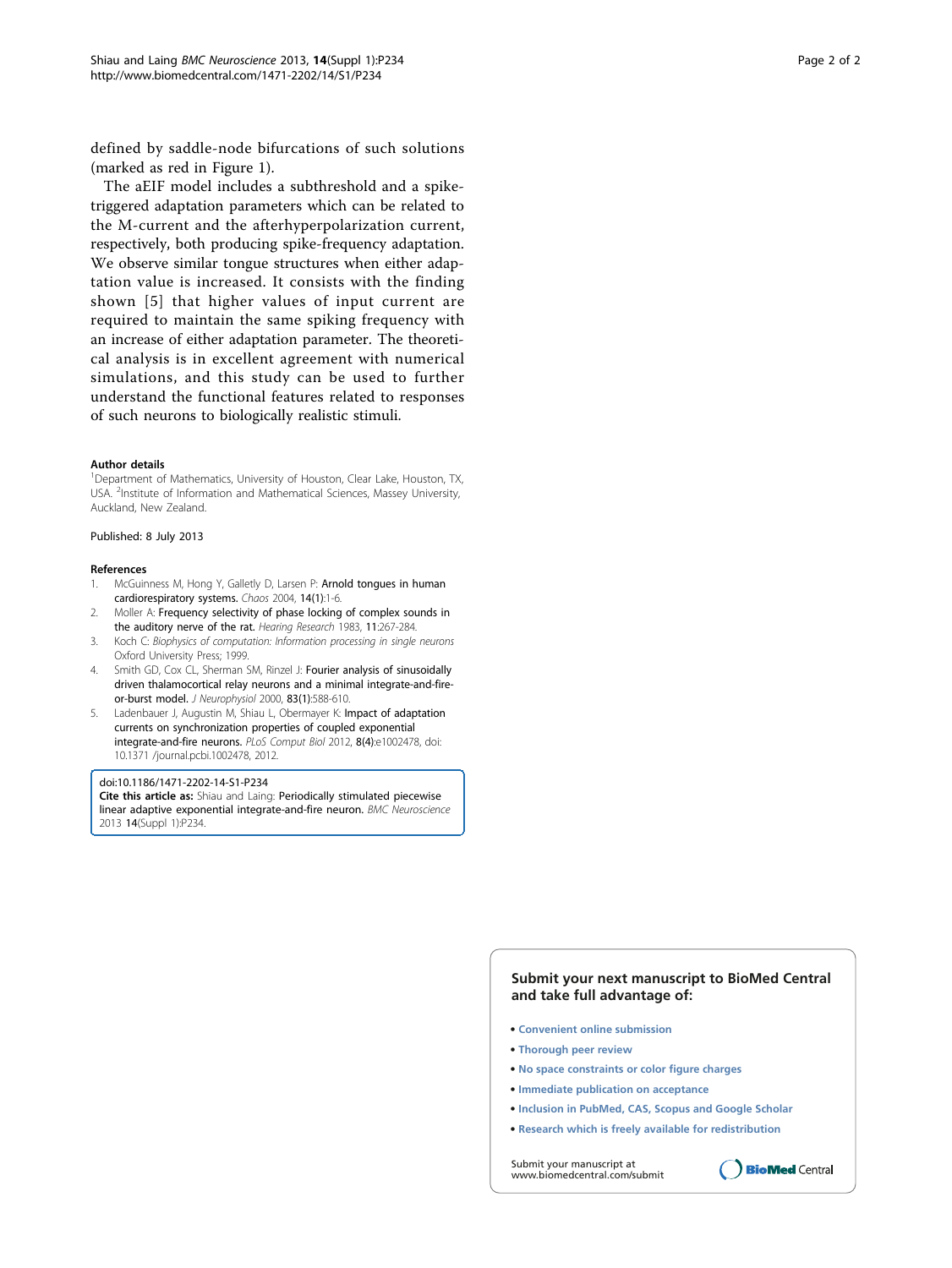defined by saddle-node bifurcations of such solutions (marked as red in Figure 1).

The aEIF model includes a subthreshold and a spike-triggered adaptation parameters which can be related to the M-current and the afterhyperpolarization current, respectively, both producing spike-frequency adaptation. We observe similar tongue structures when either adaptation value is increased. It consists with the finding shown [5] that higher values of input current are required to maintain the same spiking frequency with an increase of either adaptation parameter. The theoretical analysis is in excellent agreement with numerical simulations, and this study can be used to further understand the functional features related to responses of such neurons to biologically realistic stimuli.

#### Author details

[1]Department of Mathematics, University of Houston, Clear Lake, Houston, TX, USA. [2]Institute of Information and Mathematical Sciences, Massey University, Auckland, New Zealand.

Published: 8 July 2013

#### References

1. McGuinness M, Hong Y, Galletly D, Larsen P: **Arnold tongues in human cardiorespiratory systems.** *Chaos* 2004, **14(1)**:1-6.
2. Moller A: **Frequency selectivity of phase locking of complex sounds in the auditory nerve of the rat.** *Hearing Research* 1983, **11**:267-284.
3. Koch C: *Biophysics of computation: Information processing in single neurons* Oxford University Press; 1999.
4. Smith GD, Cox CL, Sherman SM, Rinzel J: **Fourier analysis of sinusoidally driven thalamocortical relay neurons and a minimal integrate-and-fire-or-burst model.** *J Neurophysiol* 2000, **83(1)**:588-610.
5. Ladenbauer J, Augustin M, Shiau L, Obermayer K: **Impact of adaptation currents on synchronization properties of coupled exponential integrate-and-fire neurons.** *PLoS Comput Biol* 2012, **8(4)**:e1002478, doi: 10.1371 /journal.pcbi.1002478, 2012.

doi:10.1186/1471-2202-14-S1-P234

**Cite this article as:** Shiau and Laing: **Periodically stimulated piecewise linear adaptive exponential integrate-and-fire neuron.** *BMC Neuroscience* 2013 **14**(Suppl 1):P234.

**Submit your next manuscript to BioMed Central and take full advantage of:**

- **Convenient online submission**
- **Thorough peer review**
- **No space constraints or color figure charges**
- **Immediate publication on acceptance**
- **Inclusion in PubMed, CAS, Scopus and Google Scholar**
- **Research which is freely available for redistribution**

Submit your manuscript at www.biomedcentral.com/submit